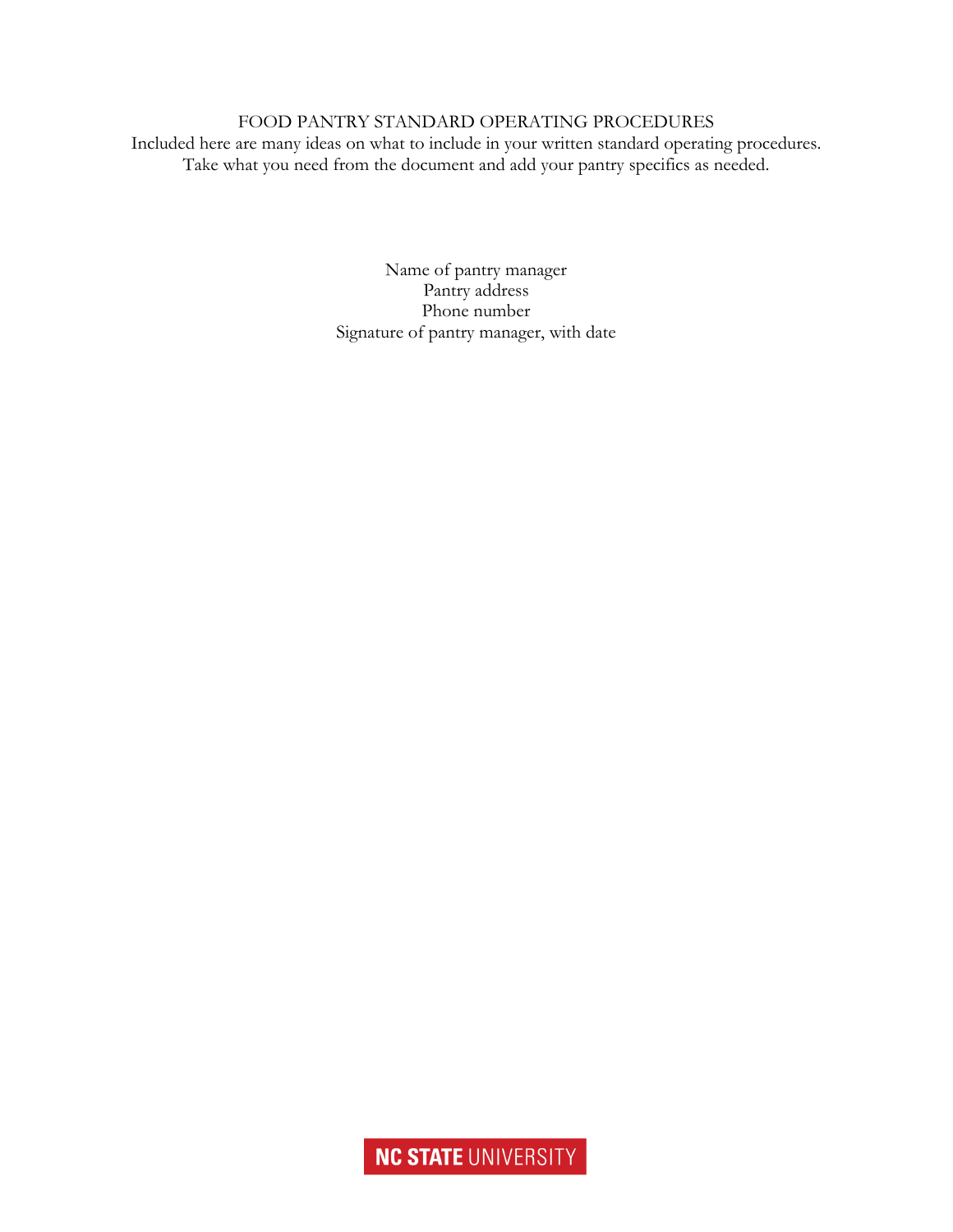# FOOD PANTRY STANDARD OPERATING PROCEDURES

Included here are many ideas on what to include in your written standard operating procedures. Take what you need from the document and add your pantry specifics as needed.

Name of pantry manager
Pantry address
Phone number
Signature of pantry manager, with date

NC STATE UNIVERSITY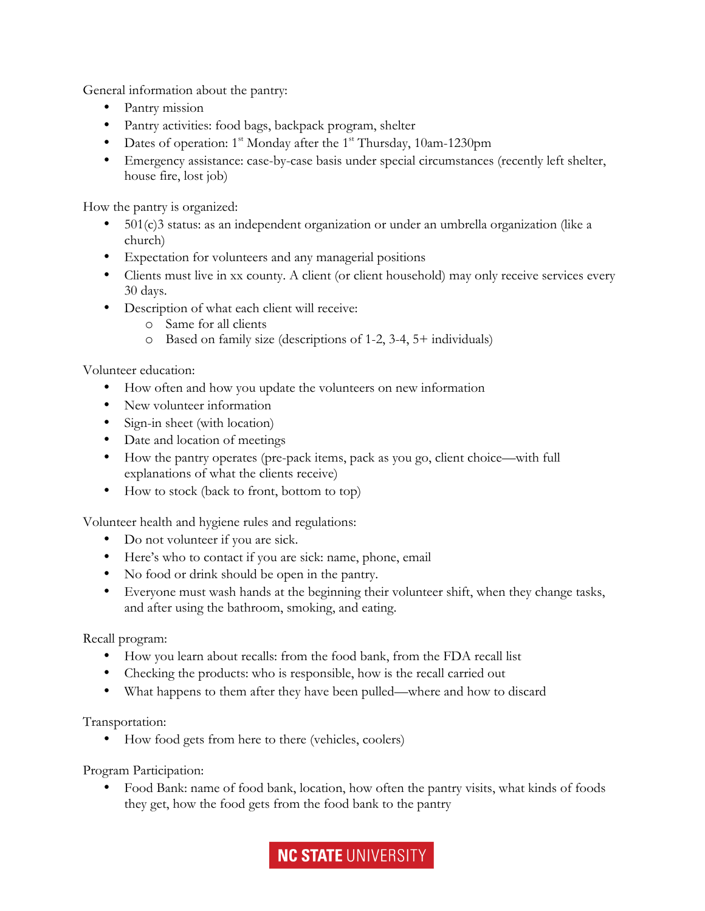General information about the pantry:

- Pantry mission
- Pantry activities: food bags, backpack program, shelter
- Dates of operation: 1st Monday after the 1st Thursday, 10am-1230pm
- Emergency assistance: case-by-case basis under special circumstances (recently left shelter, house fire, lost job)

How the pantry is organized:

- 501(c)3 status: as an independent organization or under an umbrella organization (like a church)
- Expectation for volunteers and any managerial positions
- Clients must live in xx county. A client (or client household) may only receive services every 30 days.
- Description of what each client will receive:
  - Same for all clients
  - Based on family size (descriptions of 1-2, 3-4, 5+ individuals)

Volunteer education:

- How often and how you update the volunteers on new information
- New volunteer information
- Sign-in sheet (with location)
- Date and location of meetings
- How the pantry operates (pre-pack items, pack as you go, client choice—with full explanations of what the clients receive)
- How to stock (back to front, bottom to top)

Volunteer health and hygiene rules and regulations:

- Do not volunteer if you are sick.
- Here's who to contact if you are sick: name, phone, email
- No food or drink should be open in the pantry.
- Everyone must wash hands at the beginning their volunteer shift, when they change tasks, and after using the bathroom, smoking, and eating.

Recall program:

- How you learn about recalls: from the food bank, from the FDA recall list
- Checking the products: who is responsible, how is the recall carried out
- What happens to them after they have been pulled—where and how to discard

Transportation:

- How food gets from here to there (vehicles, coolers)

Program Participation:

- Food Bank: name of food bank, location, how often the pantry visits, what kinds of foods they get, how the food gets from the food bank to the pantry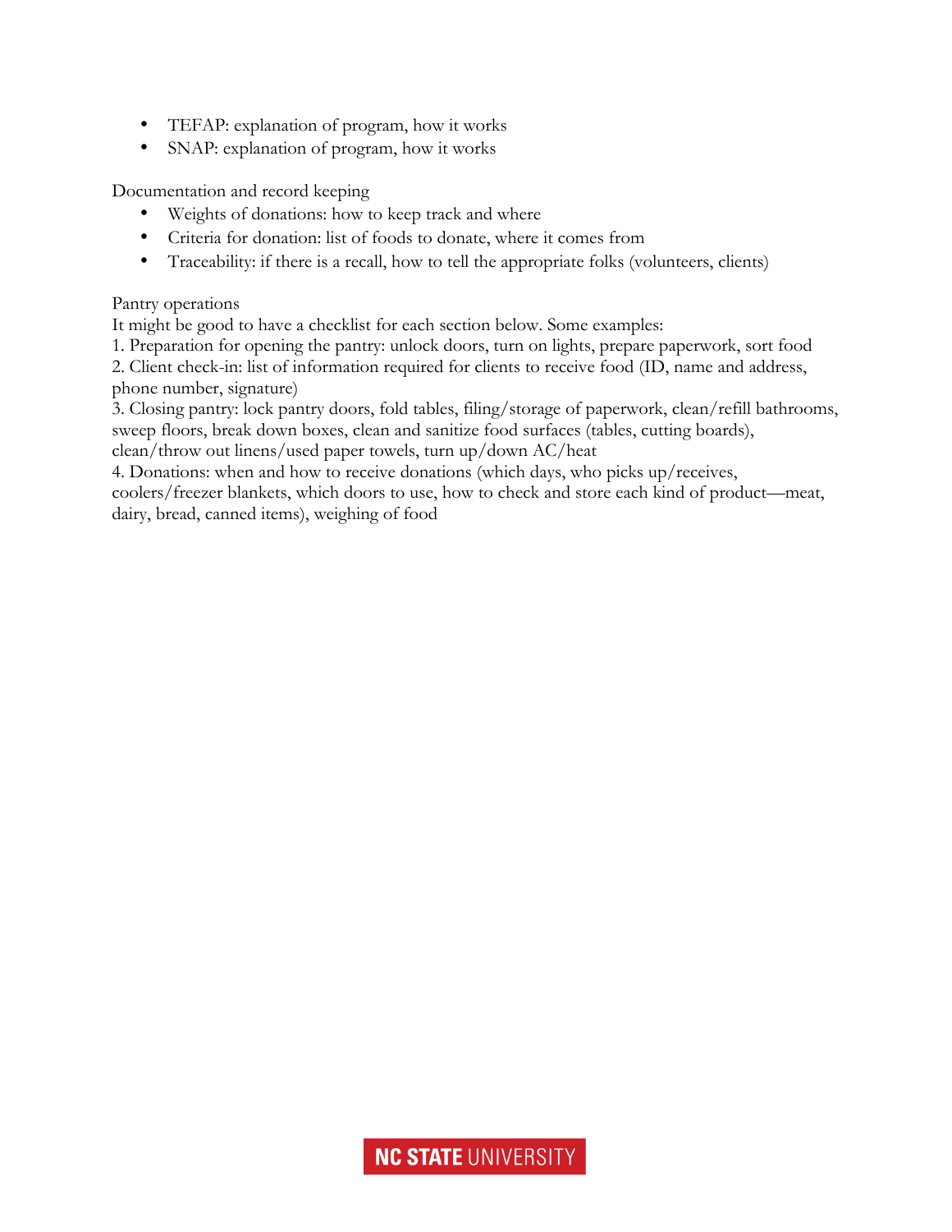- TEFAP: explanation of program, how it works
- SNAP: explanation of program, how it works

Documentation and record keeping

- Weights of donations: how to keep track and where
- Criteria for donation: list of foods to donate, where it comes from
- Traceability: if there is a recall, how to tell the appropriate folks (volunteers, clients)

Pantry operations

It might be good to have a checklist for each section below. Some examples:

1. Preparation for opening the pantry: unlock doors, turn on lights, prepare paperwork, sort food
2. Client check-in: list of information required for clients to receive food (ID, name and address, phone number, signature)
3. Closing pantry: lock pantry doors, fold tables, filing/storage of paperwork, clean/refill bathrooms, sweep floors, break down boxes, clean and sanitize food surfaces (tables, cutting boards), clean/throw out linens/used paper towels, turn up/down AC/heat
4. Donations: when and how to receive donations (which days, who picks up/receives, coolers/freezer blankets, which doors to use, how to check and store each kind of product—meat, dairy, bread, canned items), weighing of food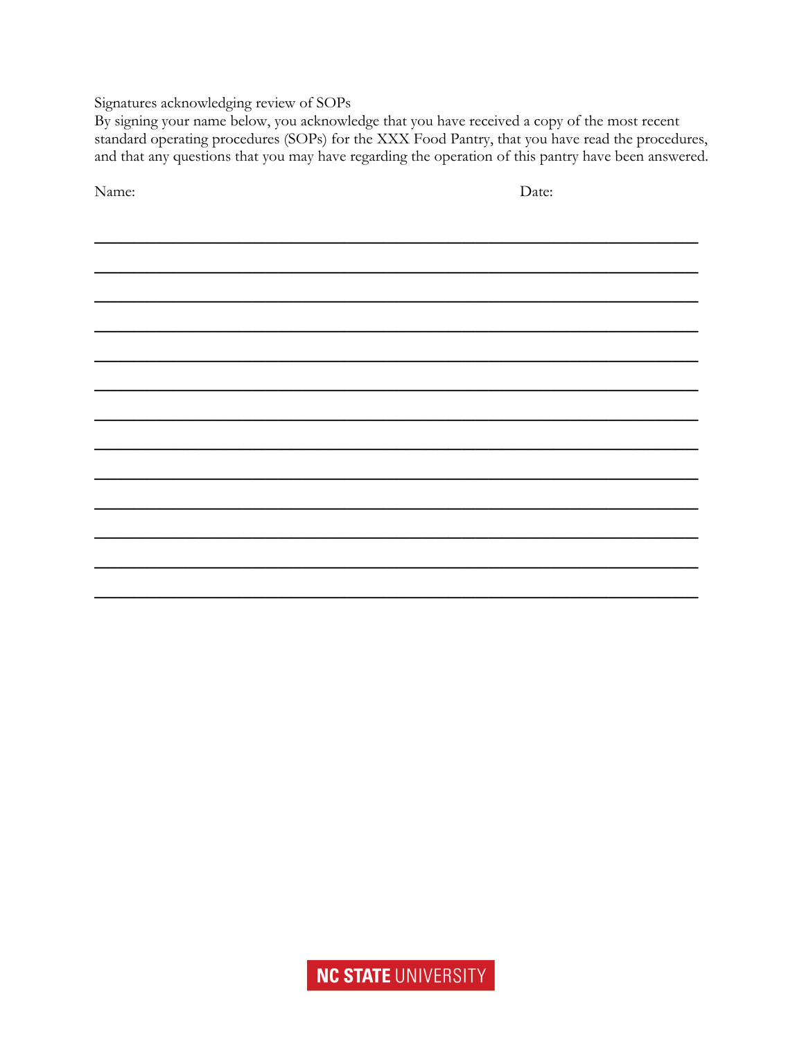Signatures acknowledging review of SOPs

By signing your name below, you acknowledge that you have received a copy of the most recent standard operating procedures (SOPs) for the XXX Food Pantry, that you have read the procedures, and that any questions that you may have regarding the operation of this pantry have been answered.

Name: Date:

\_\_\_\_\_\_\_\_\_\_\_\_\_\_\_\_\_\_\_\_\_\_\_\_\_\_\_\_\_\_\_\_\_\_\_\_\_\_\_\_\_\_\_\_\_\_\_\_\_\_\_\_\_\_\_\_\_\_\_\_

\_\_\_\_\_\_\_\_\_\_\_\_\_\_\_\_\_\_\_\_\_\_\_\_\_\_\_\_\_\_\_\_\_\_\_\_\_\_\_\_\_\_\_\_\_\_\_\_\_\_\_\_\_\_\_\_\_\_\_\_

\_\_\_\_\_\_\_\_\_\_\_\_\_\_\_\_\_\_\_\_\_\_\_\_\_\_\_\_\_\_\_\_\_\_\_\_\_\_\_\_\_\_\_\_\_\_\_\_\_\_\_\_\_\_\_\_\_\_\_\_

\_\_\_\_\_\_\_\_\_\_\_\_\_\_\_\_\_\_\_\_\_\_\_\_\_\_\_\_\_\_\_\_\_\_\_\_\_\_\_\_\_\_\_\_\_\_\_\_\_\_\_\_\_\_\_\_\_\_\_\_

\_\_\_\_\_\_\_\_\_\_\_\_\_\_\_\_\_\_\_\_\_\_\_\_\_\_\_\_\_\_\_\_\_\_\_\_\_\_\_\_\_\_\_\_\_\_\_\_\_\_\_\_\_\_\_\_\_\_\_\_

\_\_\_\_\_\_\_\_\_\_\_\_\_\_\_\_\_\_\_\_\_\_\_\_\_\_\_\_\_\_\_\_\_\_\_\_\_\_\_\_\_\_\_\_\_\_\_\_\_\_\_\_\_\_\_\_\_\_\_\_

\_\_\_\_\_\_\_\_\_\_\_\_\_\_\_\_\_\_\_\_\_\_\_\_\_\_\_\_\_\_\_\_\_\_\_\_\_\_\_\_\_\_\_\_\_\_\_\_\_\_\_\_\_\_\_\_\_\_\_\_

\_\_\_\_\_\_\_\_\_\_\_\_\_\_\_\_\_\_\_\_\_\_\_\_\_\_\_\_\_\_\_\_\_\_\_\_\_\_\_\_\_\_\_\_\_\_\_\_\_\_\_\_\_\_\_\_\_\_\_\_

\_\_\_\_\_\_\_\_\_\_\_\_\_\_\_\_\_\_\_\_\_\_\_\_\_\_\_\_\_\_\_\_\_\_\_\_\_\_\_\_\_\_\_\_\_\_\_\_\_\_\_\_\_\_\_\_\_\_\_\_

\_\_\_\_\_\_\_\_\_\_\_\_\_\_\_\_\_\_\_\_\_\_\_\_\_\_\_\_\_\_\_\_\_\_\_\_\_\_\_\_\_\_\_\_\_\_\_\_\_\_\_\_\_\_\_\_\_\_\_\_

\_\_\_\_\_\_\_\_\_\_\_\_\_\_\_\_\_\_\_\_\_\_\_\_\_\_\_\_\_\_\_\_\_\_\_\_\_\_\_\_\_\_\_\_\_\_\_\_\_\_\_\_\_\_\_\_\_\_\_\_

\_\_\_\_\_\_\_\_\_\_\_\_\_\_\_\_\_\_\_\_\_\_\_\_\_\_\_\_\_\_\_\_\_\_\_\_\_\_\_\_\_\_\_\_\_\_\_\_\_\_\_\_\_\_\_\_\_\_\_\_

\_\_\_\_\_\_\_\_\_\_\_\_\_\_\_\_\_\_\_\_\_\_\_\_\_\_\_\_\_\_\_\_\_\_\_\_\_\_\_\_\_\_\_\_\_\_\_\_\_\_\_\_\_\_\_\_\_\_\_\_

NC STATE UNIVERSITY